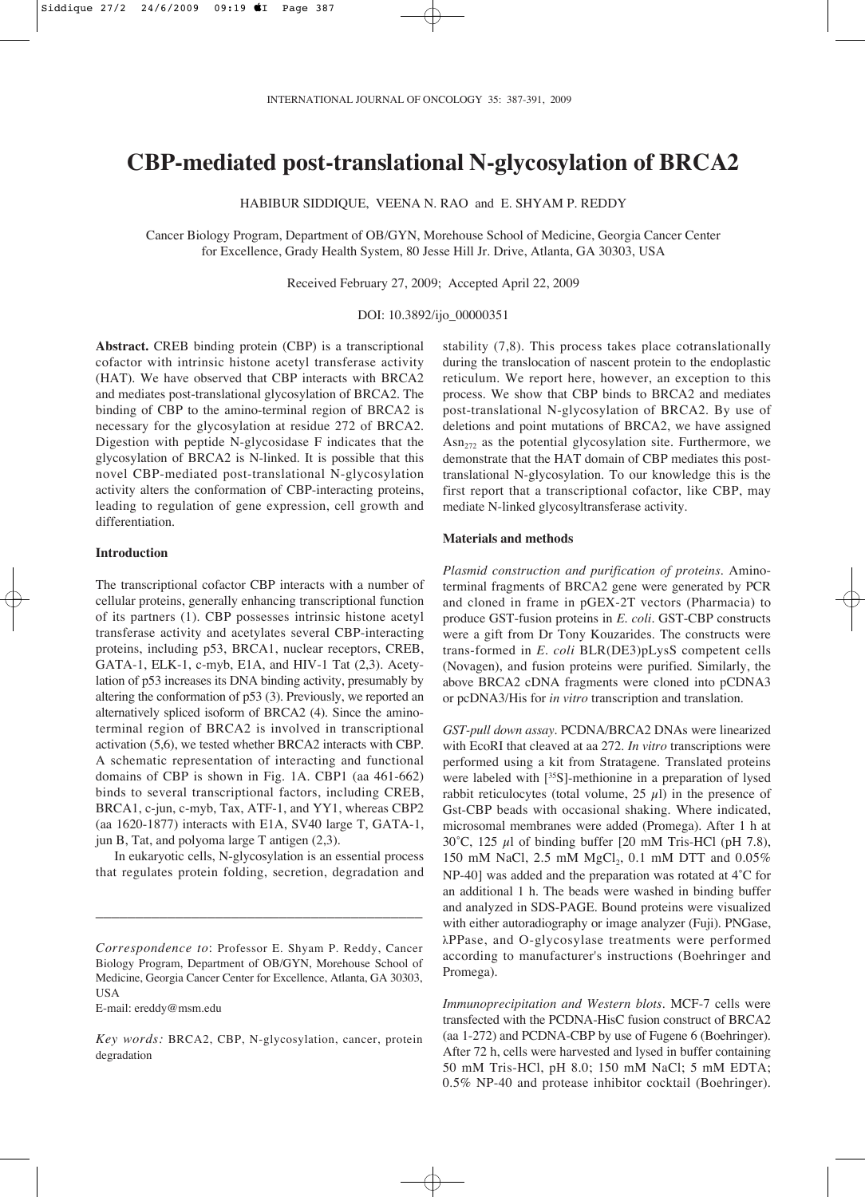# CBP-mediated post-translational N-glycosylation of BRCA2

HABIBUR SIDDIQUE, VEENA N. RAO and E. SHYAM P. REDDY

Cancer Biology Program, Department of OB/GYN, Morehouse School of Medicine, Georgia Cancer Center for Excellence, Grady Health System, 80 Jesse Hill Jr. Drive, Atlanta, GA 30303, USA

Received February 27, 2009; Accepted April 22, 2009

DOI: 10.3892/ijo_00000351

**Abstract.** CREB binding protein (CBP) is a transcriptional cofactor with intrinsic histone acetyl transferase activity (HAT). We have observed that CBP interacts with BRCA2 and mediates post-translational glycosylation of BRCA2. The binding of CBP to the amino-terminal region of BRCA2 is necessary for the glycosylation at residue 272 of BRCA2. Digestion with peptide N-glycosidase F indicates that the glycosylation of BRCA2 is N-linked. It is possible that this novel CBP-mediated post-translational N-glycosylation activity alters the conformation of CBP-interacting proteins, leading to regulation of gene expression, cell growth and differentiation.

## Introduction

The transcriptional cofactor CBP interacts with a number of cellular proteins, generally enhancing transcriptional function of its partners (1). CBP possesses intrinsic histone acetyl transferase activity and acetylates several CBP-interacting proteins, including p53, BRCA1, nuclear receptors, CREB, GATA-1, ELK-1, c-myb, E1A, and HIV-1 Tat (2,3). Acetylation of p53 increases its DNA binding activity, presumably by altering the conformation of p53 (3). Previously, we reported an alternatively spliced isoform of BRCA2 (4). Since the amino-terminal region of BRCA2 is involved in transcriptional activation (5,6), we tested whether BRCA2 interacts with CBP. A schematic representation of interacting and functional domains of CBP is shown in Fig. 1A. CBP1 (aa 461-662) binds to several transcriptional factors, including CREB, BRCA1, c-jun, c-myb, Tax, ATF-1, and YY1, whereas CBP2 (aa 1620-1877) interacts with E1A, SV40 large T, GATA-1, jun B, Tat, and polyoma large T antigen (2,3).

In eukaryotic cells, N-glycosylation is an essential process that regulates protein folding, secretion, degradation and stability (7,8). This process takes place cotranslationally during the translocation of nascent protein to the endoplastic reticulum. We report here, however, an exception to this process. We show that CBP binds to BRCA2 and mediates post-translational N-glycosylation of BRCA2. By use of deletions and point mutations of BRCA2, we have assigned $Asn_{272}$ as the potential glycosylation site. Furthermore, we demonstrate that the HAT domain of CBP mediates this post-translational N-glycosylation. To our knowledge this is the first report that a transcriptional cofactor, like CBP, may mediate N-linked glycosyltransferase activity.

*Correspondence to*: Professor E. Shyam P. Reddy, Cancer Biology Program, Department of OB/GYN, Morehouse School of Medicine, Georgia Cancer Center for Excellence, Atlanta, GA 30303, USA

E-mail: ereddy@msm.edu

*Key words:* BRCA2, CBP, N-glycosylation, cancer, protein degradation

## Materials and methods

*Plasmid construction and purification of proteins.* Amino-terminal fragments of BRCA2 gene were generated by PCR and cloned in frame in pGEX-2T vectors (Pharmacia) to produce GST-fusion proteins in *E. coli*. GST-CBP constructs were a gift from Dr Tony Kouzarides. The constructs were trans-formed in *E. coli* BLR(DE3)pLysS competent cells (Novagen), and fusion proteins were purified. Similarly, the above BRCA2 cDNA fragments were cloned into pCDNA3 or pcDNA3/His for *in vitro* transcription and translation.

*GST-pull down assay.* PCDNA/BRCA2 DNAs were linearized with EcoRI that cleaved at aa 272. *In vitro* transcriptions were performed using a kit from Stratagene. Translated proteins were labeled with [$^{35}$S]-methionine in a preparation of lysed rabbit reticulocytes (total volume, 25 $\mu$l) in the presence of Gst-CBP beads with occasional shaking. Where indicated, microsomal membranes were added (Promega). After 1 h at 30˚C, 125 $\mu$l of binding buffer [20 mM Tris-HCl (pH 7.8), 150 mM NaCl, 2.5 mM $MgCl_2$, 0.1 mM DTT and 0.05% NP-40] was added and the preparation was rotated at 4˚C for an additional 1 h. The beads were washed in binding buffer and analyzed in SDS-PAGE. Bound proteins were visualized with either autoradiography or image analyzer (Fuji). PNGase, λPPase, and O-glycosylase treatments were performed according to manufacturer's instructions (Boehringer and Promega).

*Immunoprecipitation and Western blots.* MCF-7 cells were transfected with the PCDNA-HisC fusion construct of BRCA2 (aa 1-272) and PCDNA-CBP by use of Fugene 6 (Boehringer). After 72 h, cells were harvested and lysed in buffer containing 50 mM Tris-HCl, pH 8.0; 150 mM NaCl; 5 mM EDTA; 0.5% NP-40 and protease inhibitor cocktail (Boehringer).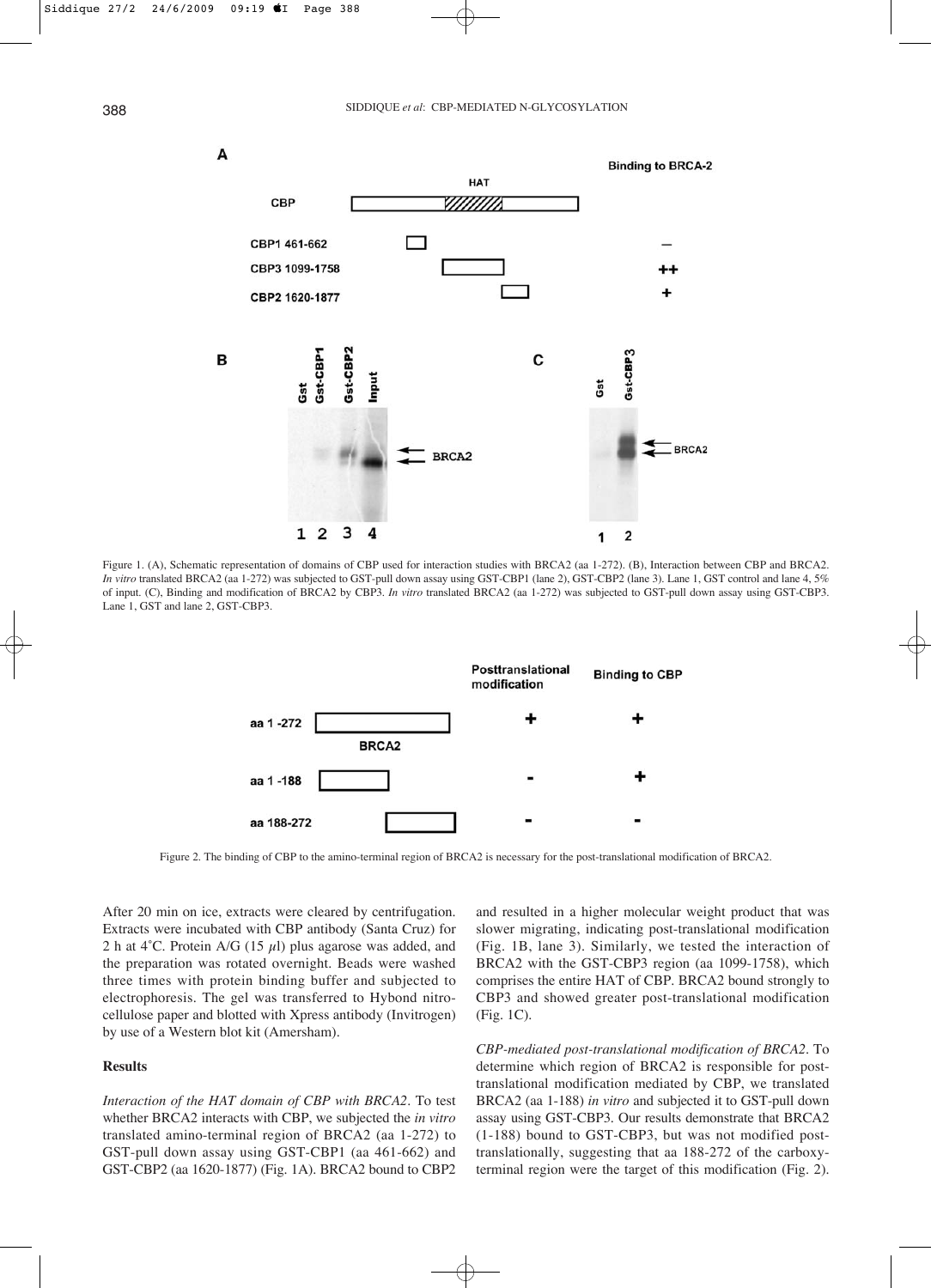Figure 1. (A), Schematic representation of domains of CBP used for interaction studies with BRCA2 (aa 1-272). (B), Interaction between CBP and BRCA2. *In vitro* translated BRCA2 (aa 1-272) was subjected to GST-pull down assay using GST-CBP1 (lane 2), GST-CBP2 (lane 3). Lane 1, GST control and lane 4, 5% of input. (C), Binding and modification of BRCA2 by CBP3. *In vitro* translated BRCA2 (aa 1-272) was subjected to GST-pull down assay using GST-CBP3. Lane 1, GST and lane 2, GST-CBP3.

Figure 2. The binding of CBP to the amino-terminal region of BRCA2 is necessary for the post-translational modification of BRCA2.

After 20 min on ice, extracts were cleared by centrifugation. Extracts were incubated with CBP antibody (Santa Cruz) for 2 h at 4˚C. Protein A/G (15 $\mu$l) plus agarose was added, and the preparation was rotated overnight. Beads were washed three times with protein binding buffer and subjected to electrophoresis. The gel was transferred to Hybond nitrocellulose paper and blotted with Xpress antibody (Invitrogen) by use of a Western blot kit (Amersham).

## Results

*Interaction of the HAT domain of CBP with BRCA2.* To test whether BRCA2 interacts with CBP, we subjected the *in vitro* translated amino-terminal region of BRCA2 (aa 1-272) to GST-pull down assay using GST-CBP1 (aa 461-662) and GST-CBP2 (aa 1620-1877) (Fig. 1A). BRCA2 bound to CBP2 and resulted in a higher molecular weight product that was slower migrating, indicating post-translational modification (Fig. 1B, lane 3). Similarly, we tested the interaction of BRCA2 with the GST-CBP3 region (aa 1099-1758), which comprises the entire HAT of CBP. BRCA2 bound strongly to CBP3 and showed greater post-translational modification (Fig. 1C).

*CBP-mediated post-translational modification of BRCA2.* To determine which region of BRCA2 is responsible for post-translational modification mediated by CBP, we translated BRCA2 (aa 1-188) *in vitro* and subjected it to GST-pull down assay using GST-CBP3. Our results demonstrate that BRCA2 (1-188) bound to GST-CBP3, but was not modified post-translationally, suggesting that aa 188-272 of the carboxy-terminal region were the target of this modification (Fig. 2).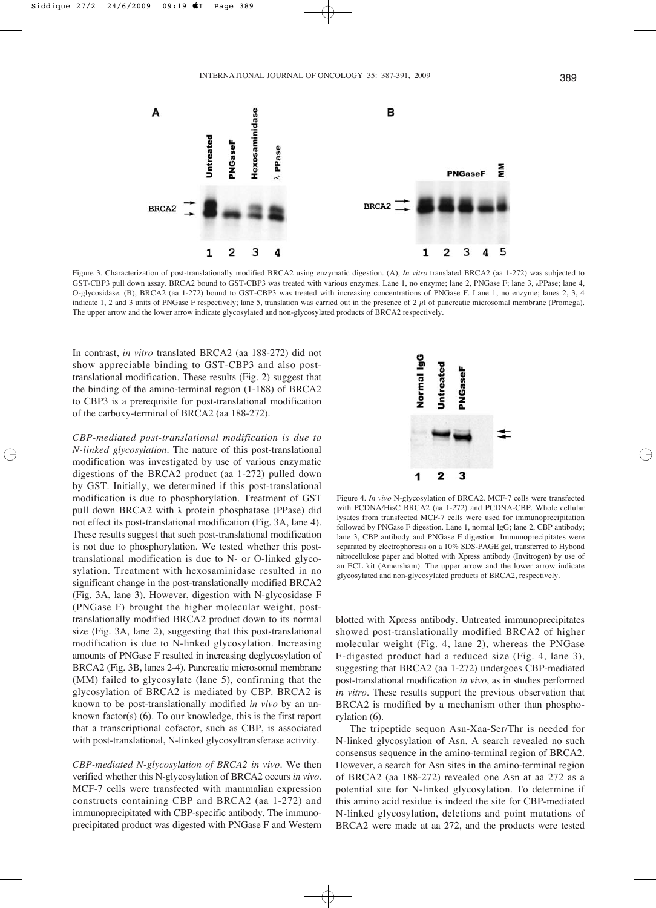Figure 3. Characterization of post-translationally modified BRCA2 using enzymatic digestion. (A), *In vitro* translated BRCA2 (aa 1-272) was subjected to GST-CBP3 pull down assay. BRCA2 bound to GST-CBP3 was treated with various enzymes. Lane 1, no enzyme; lane 2, PNGase F; lane 3, λPPase; lane 4, O-glycosidase. (B), BRCA2 (aa 1-272) bound to GST-CBP3 was treated with increasing concentrations of PNGase F. Lane 1, no enzyme; lanes 2, 3, 4 indicate 1, 2 and 3 units of PNGase F respectively; lane 5, translation was carried out in the presence of 2 μl of pancreatic microsomal membrane (Promega). The upper arrow and the lower arrow indicate glycosylated and non-glycosylated products of BRCA2 respectively.

In contrast, *in vitro* translated BRCA2 (aa 188-272) did not show appreciable binding to GST-CBP3 and also post-translational modification. These results (Fig. 2) suggest that the binding of the amino-terminal region (1-188) of BRCA2 to CBP3 is a prerequisite for post-translational modification of the carboxy-terminal of BRCA2 (aa 188-272).

*CBP-mediated post-translational modification is due to N-linked glycosylation*. The nature of this post-translational modification was investigated by use of various enzymatic digestions of the BRCA2 product (aa 1-272) pulled down by GST. Initially, we determined if this post-translational modification is due to phosphorylation. Treatment of GST pull down BRCA2 with λ protein phosphatase (PPase) did not effect its post-translational modification (Fig. 3A, lane 4). These results suggest that such post-translational modification is not due to phosphorylation. We tested whether this post-translational modification is due to N- or O-linked glycosylation. Treatment with hexosaminidase resulted in no significant change in the post-translationally modified BRCA2 (Fig. 3A, lane 3). However, digestion with N-glycosidase F (PNGase F) brought the higher molecular weight, post-translationally modified BRCA2 product down to its normal size (Fig. 3A, lane 2), suggesting that this post-translational modification is due to N-linked glycosylation. Increasing amounts of PNGase F resulted in increasing deglycosylation of BRCA2 (Fig. 3B, lanes 2-4). Pancreatic microsomal membrane (MM) failed to glycosylate (lane 5), confirming that the glycosylation of BRCA2 is mediated by CBP. BRCA2 is known to be post-translationally modified *in vivo* by an unknown factor(s) (6). To our knowledge, this is the first report that a transcriptional cofactor, such as CBP, is associated with post-translational, N-linked glycosyltransferase activity.

*CBP-mediated N-glycosylation of BRCA2 in vivo*. We then verified whether this N-glycosylation of BRCA2 occurs *in vivo*. MCF-7 cells were transfected with mammalian expression constructs containing CBP and BRCA2 (aa 1-272) and immunoprecipitated with CBP-specific antibody. The immunoprecipitated product was digested with PNGase F and Western blotted with Xpress antibody. Untreated immunoprecipitates showed post-translationally modified BRCA2 of higher molecular weight (Fig. 4, lane 2), whereas the PNGase F-digested product had a reduced size (Fig. 4, lane 3), suggesting that BRCA2 (aa 1-272) undergoes CBP-mediated post-translational modification *in vivo*, as in studies performed *in vitro*. These results support the previous observation that BRCA2 is modified by a mechanism other than phosphorylation (6).

Figure 4. *In vivo* N-glycosylation of BRCA2. MCF-7 cells were transfected with PCDNA/HisC BRCA2 (aa 1-272) and PCDNA-CBP. Whole cellular lysates from transfected MCF-7 cells were used for immunoprecipitation followed by PNGase F digestion. Lane 1, normal IgG; lane 2, CBP antibody; lane 3, CBP antibody and PNGase F digestion. Immunoprecipitates were separated by electrophoresis on a 10% SDS-PAGE gel, transferred to Hybond nitrocellulose paper and blotted with Xpress antibody (Invitrogen) by use of an ECL kit (Amersham). The upper arrow and the lower arrow indicate glycosylated and non-glycosylated products of BRCA2, respectively.

The tripeptide sequon Asn-Xaa-Ser/Thr is needed for N-linked glycosylation of Asn. A search revealed no such consensus sequence in the amino-terminal region of BRCA2. However, a search for Asn sites in the amino-terminal region of BRCA2 (aa 188-272) revealed one Asn at aa 272 as a potential site for N-linked glycosylation. To determine if this amino acid residue is indeed the site for CBP-mediated N-linked glycosylation, deletions and point mutations of BRCA2 were made at aa 272, and the products were tested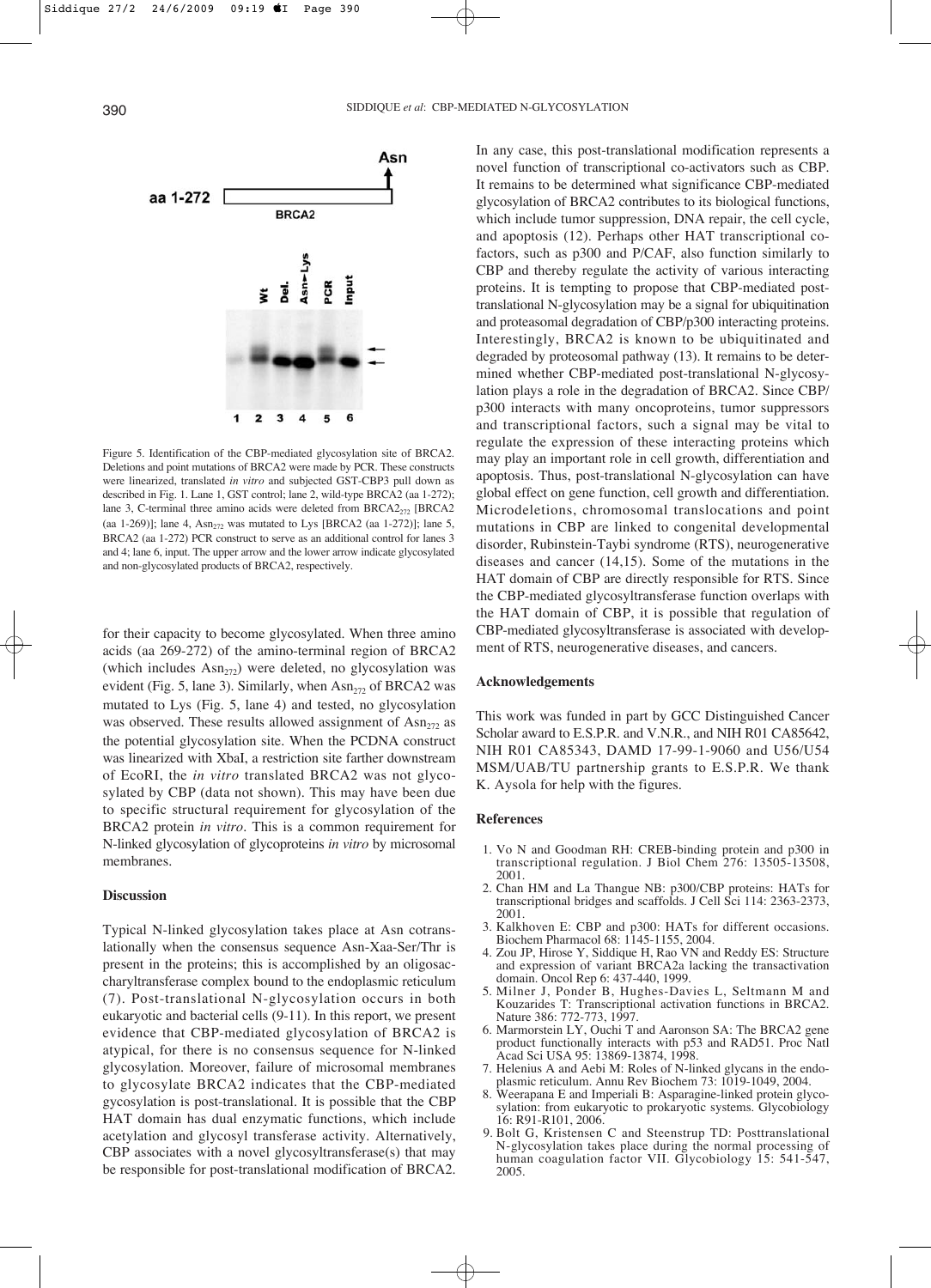Figure 5. Identification of the CBP-mediated glycosylation site of BRCA2. Deletions and point mutations of BRCA2 were made by PCR. These constructs were linearized, translated *in vitro* and subjected GST-CBP3 pull down as described in Fig. 1. Lane 1, GST control; lane 2, wild-type BRCA2 (aa 1-272); lane 3, C-terminal three amino acids were deleted from $BRCA2_{272}$ [BRCA2 (aa 1-269)]; lane 4, $Asn_{272}$ was mutated to Lys [BRCA2 (aa 1-272)]; lane 5, BRCA2 (aa 1-272) PCR construct to serve as an additional control for lanes 3 and 4; lane 6, input. The upper arrow and the lower arrow indicate glycosylated and non-glycosylated products of BRCA2, respectively.

for their capacity to become glycosylated. When three amino acids (aa 269-272) of the amino-terminal region of BRCA2 (which includes $Asn_{272}$) were deleted, no glycosylation was evident (Fig. 5, lane 3). Similarly, when $Asn_{272}$ of BRCA2 was mutated to Lys (Fig. 5, lane 4) and tested, no glycosylation was observed. These results allowed assignment of $Asn_{272}$ as the potential glycosylation site. When the PCDNA construct was linearized with XbaI, a restriction site farther downstream of EcoRI, the *in vitro* translated BRCA2 was not glycosylated by CBP (data not shown). This may have been due to specific structural requirement for glycosylation of the BRCA2 protein *in vitro*. This is a common requirement for N-linked glycosylation of glycoproteins *in vitro* by microsomal membranes.

## Discussion

Typical N-linked glycosylation takes place at Asn cotranslationally when the consensus sequence Asn-Xaa-Ser/Thr is present in the proteins; this is accomplished by an oligosaccharyltransferase complex bound to the endoplasmic reticulum (7). Post-translational N-glycosylation occurs in both eukaryotic and bacterial cells (9-11). In this report, we present evidence that CBP-mediated glycosylation of BRCA2 is atypical, for there is no consensus sequence for N-linked glycosylation. Moreover, failure of microsomal membranes to glycosylate BRCA2 indicates that the CBP-mediated gycosylation is post-translational. It is possible that the CBP HAT domain has dual enzymatic functions, which include acetylation and glycosyl transferase activity. Alternatively, CBP associates with a novel glycosyltransferase(s) that may be responsible for post-translational modification of BRCA2. In any case, this post-translational modification represents a novel function of transcriptional co-activators such as CBP. It remains to be determined what significance CBP-mediated glycosylation of BRCA2 contributes to its biological functions, which include tumor suppression, DNA repair, the cell cycle, and apoptosis (12). Perhaps other HAT transcriptional co-factors, such as p300 and P/CAF, also function similarly to CBP and thereby regulate the activity of various interacting proteins. It is tempting to propose that CBP-mediated post-translational N-glycosylation may be a signal for ubiquitination and proteasomal degradation of CBP/p300 interacting proteins. Interestingly, BRCA2 is known to be ubiquitinated and degraded by proteosomal pathway (13). It remains to be determined whether CBP-mediated post-translational N-glycosylation plays a role in the degradation of BRCA2. Since CBP/p300 interacts with many oncoproteins, tumor suppressors and transcriptional factors, such a signal may be vital to regulate the expression of these interacting proteins which may play an important role in cell growth, differentiation and apoptosis. Thus, post-translational N-glycosylation can have global effect on gene function, cell growth and differentiation. Microdeletions, chromosomal translocations and point mutations in CBP are linked to congenital developmental disorder, Rubinstein-Taybi syndrome (RTS), neurogenerative diseases and cancer (14,15). Some of the mutations in the HAT domain of CBP are directly responsible for RTS. Since the CBP-mediated glycosyltransferase function overlaps with the HAT domain of CBP, it is possible that regulation of CBP-mediated glycosyltransferase is associated with development of RTS, neurogenerative diseases, and cancers.

## Acknowledgements

This work was funded in part by GCC Distinguished Cancer Scholar award to E.S.P.R. and V.N.R., and NIH R01 CA85642, NIH R01 CA85343, DAMD 17-99-1-9060 and U56/U54 MSM/UAB/TU partnership grants to E.S.P.R. We thank K. Aysola for help with the figures.

## References

1. Vo N and Goodman RH: CREB-binding protein and p300 in transcriptional regulation. J Biol Chem 276: 13505-13508, 2001.
2. Chan HM and La Thangue NB: p300/CBP proteins: HATs for transcriptional bridges and scaffolds. J Cell Sci 114: 2363-2373, 2001.
3. Kalkhoven E: CBP and p300: HATs for different occasions. Biochem Pharmacol 68: 1145-1155, 2004.
4. Zou JP, Hirose Y, Siddique H, Rao VN and Reddy ES: Structure and expression of variant BRCA2a lacking the transactivation domain. Oncol Rep 6: 437-440, 1999.
5. Milner J, Ponder B, Hughes-Davies L, Seltmann M and Kouzarides T: Transcriptional activation functions in BRCA2. Nature 386: 772-773, 1997.
6. Marmorstein LY, Ouchi T and Aaronson SA: The BRCA2 gene product functionally interacts with p53 and RAD51. Proc Natl Acad Sci USA 95: 13869-13874, 1998.
7. Helenius A and Aebi M: Roles of N-linked glycans in the endoplasmic reticulum. Annu Rev Biochem 73: 1019-1049, 2004.
8. Weerapana E and Imperiali B: Asparagine-linked protein glycosylation: from eukaryotic to prokaryotic systems. Glycobiology 16: R91-R101, 2006.
9. Bolt G, Kristensen C and Steenstrup TD: Posttranslational N-glycosylation takes place during the normal processing of human coagulation factor VII. Glycobiology 15: 541-547, 2005.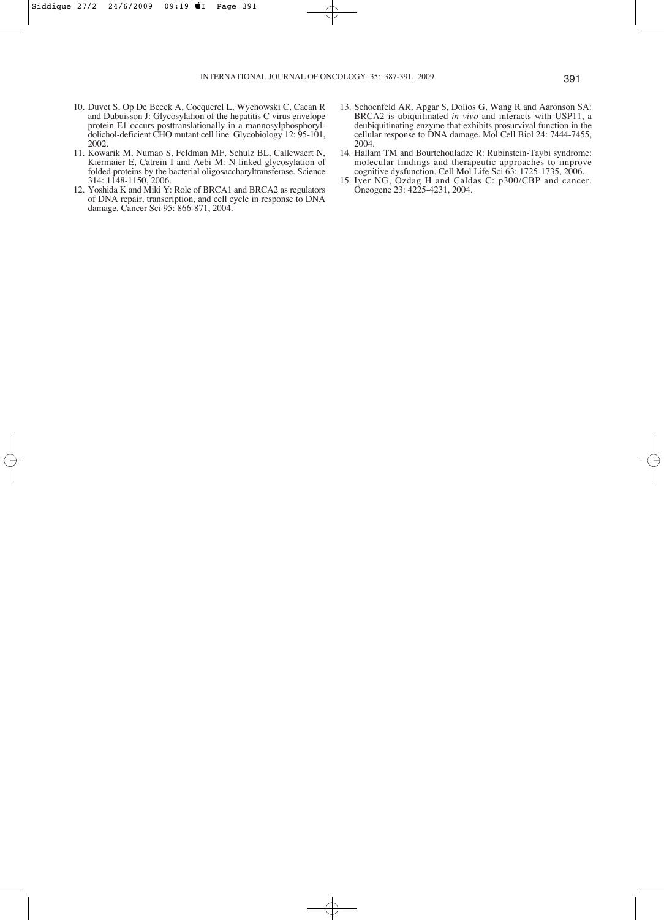10. Duvet S, Op De Beeck A, Cocquerel L, Wychowski C, Cacan R and Dubuisson J: Glycosylation of the hepatitis C virus envelope protein E1 occurs posttranslationally in a mannosylphosphoryl-dolichol-deficient CHO mutant cell line. Glycobiology 12: 95-101, 2002.
11. Kowarik M, Numao S, Feldman MF, Schulz BL, Callewaert N, Kiermaier E, Catrein I and Aebi M: N-linked glycosylation of folded proteins by the bacterial oligosaccharyltransferase. Science 314: 1148-1150, 2006.
12. Yoshida K and Miki Y: Role of BRCA1 and BRCA2 as regulators of DNA repair, transcription, and cell cycle in response to DNA damage. Cancer Sci 95: 866-871, 2004.
13. Schoenfeld AR, Apgar S, Dolios G, Wang R and Aaronson SA: BRCA2 is ubiquitinated *in vivo* and interacts with USP11, a deubiquitinating enzyme that exhibits prosurvival function in the cellular response to DNA damage. Mol Cell Biol 24: 7444-7455, 2004.
14. Hallam TM and Bourtchouladze R: Rubinstein-Taybi syndrome: molecular findings and therapeutic approaches to improve cognitive dysfunction. Cell Mol Life Sci 63: 1725-1735, 2006.
15. Iyer NG, Ozdag H and Caldas C: p300/CBP and cancer. Oncogene 23: 4225-4231, 2004.